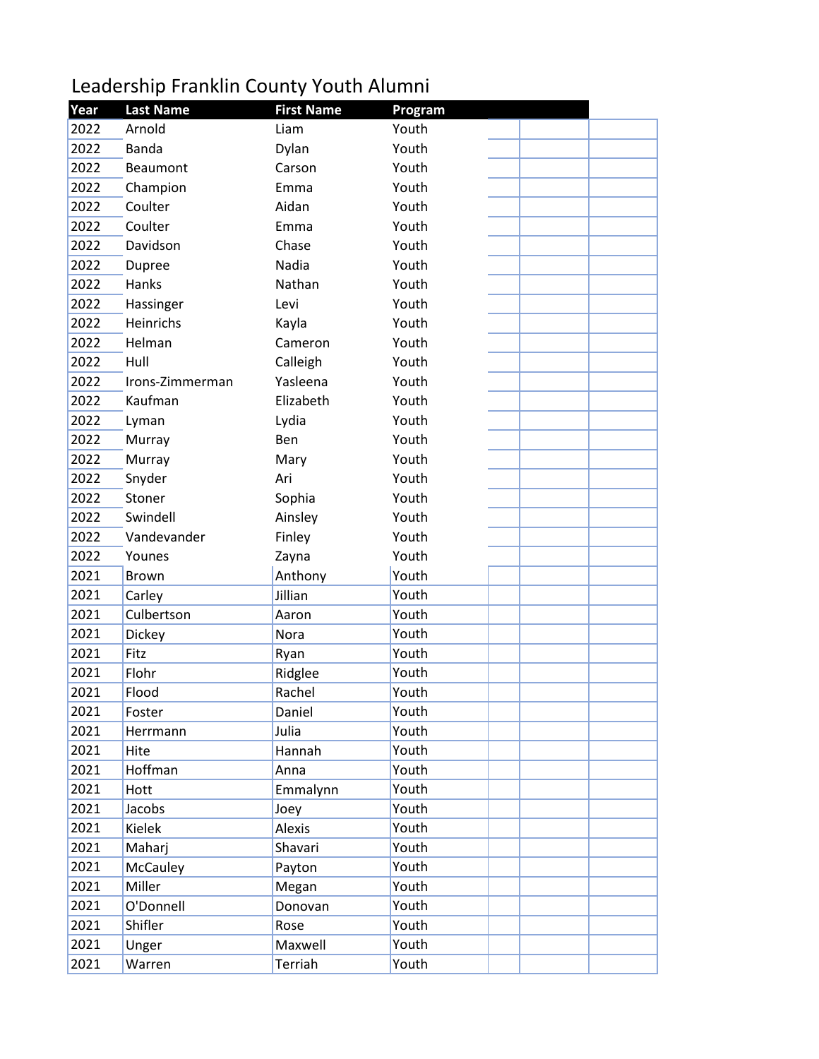# Leadership Franklin County Youth Alumni

| Year | Last Name | First Name | Program |
|---|---|---|---|
| 2022 | Arnold | Liam | Youth |
| 2022 | Banda | Dylan | Youth |
| 2022 | Beaumont | Carson | Youth |
| 2022 | Champion | Emma | Youth |
| 2022 | Coulter | Aidan | Youth |
| 2022 | Coulter | Emma | Youth |
| 2022 | Davidson | Chase | Youth |
| 2022 | Dupree | Nadia | Youth |
| 2022 | Hanks | Nathan | Youth |
| 2022 | Hassinger | Levi | Youth |
| 2022 | Heinrichs | Kayla | Youth |
| 2022 | Helman | Cameron | Youth |
| 2022 | Hull | Calleigh | Youth |
| 2022 | Irons-Zimmerman | Yasleena | Youth |
| 2022 | Kaufman | Elizabeth | Youth |
| 2022 | Lyman | Lydia | Youth |
| 2022 | Murray | Ben | Youth |
| 2022 | Murray | Mary | Youth |
| 2022 | Snyder | Ari | Youth |
| 2022 | Stoner | Sophia | Youth |
| 2022 | Swindell | Ainsley | Youth |
| 2022 | Vandevander | Finley | Youth |
| 2022 | Younes | Zayna | Youth |
| 2021 | Brown | Anthony | Youth |
| 2021 | Carley | Jillian | Youth |
| 2021 | Culbertson | Aaron | Youth |
| 2021 | Dickey | Nora | Youth |
| 2021 | Fitz | Ryan | Youth |
| 2021 | Flohr | Ridglee | Youth |
| 2021 | Flood | Rachel | Youth |
| 2021 | Foster | Daniel | Youth |
| 2021 | Herrmann | Julia | Youth |
| 2021 | Hite | Hannah | Youth |
| 2021 | Hoffman | Anna | Youth |
| 2021 | Hott | Emmalynn | Youth |
| 2021 | Jacobs | Joey | Youth |
| 2021 | Kielek | Alexis | Youth |
| 2021 | Maharj | Shavari | Youth |
| 2021 | McCauley | Payton | Youth |
| 2021 | Miller | Megan | Youth |
| 2021 | O'Donnell | Donovan | Youth |
| 2021 | Shifler | Rose | Youth |
| 2021 | Unger | Maxwell | Youth |
| 2021 | Warren | Terriah | Youth |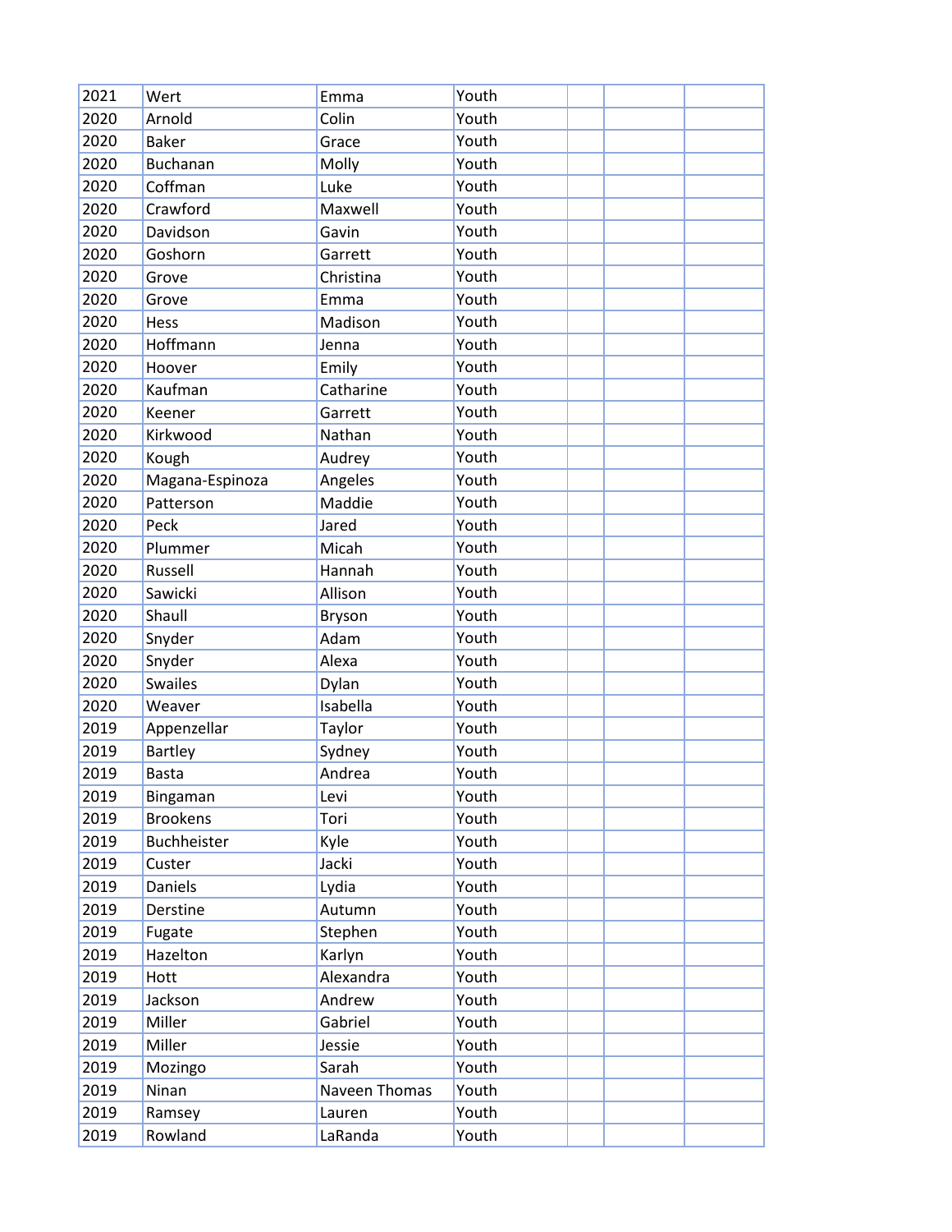| | | | | | | |
|---|---|---|---|---|---|---|
| 2021 | Wert | Emma | Youth | | | |
| 2020 | Arnold | Colin | Youth | | | |
| 2020 | Baker | Grace | Youth | | | |
| 2020 | Buchanan | Molly | Youth | | | |
| 2020 | Coffman | Luke | Youth | | | |
| 2020 | Crawford | Maxwell | Youth | | | |
| 2020 | Davidson | Gavin | Youth | | | |
| 2020 | Goshorn | Garrett | Youth | | | |
| 2020 | Grove | Christina | Youth | | | |
| 2020 | Grove | Emma | Youth | | | |
| 2020 | Hess | Madison | Youth | | | |
| 2020 | Hoffmann | Jenna | Youth | | | |
| 2020 | Hoover | Emily | Youth | | | |
| 2020 | Kaufman | Catharine | Youth | | | |
| 2020 | Keener | Garrett | Youth | | | |
| 2020 | Kirkwood | Nathan | Youth | | | |
| 2020 | Kough | Audrey | Youth | | | |
| 2020 | Magana-Espinoza | Angeles | Youth | | | |
| 2020 | Patterson | Maddie | Youth | | | |
| 2020 | Peck | Jared | Youth | | | |
| 2020 | Plummer | Micah | Youth | | | |
| 2020 | Russell | Hannah | Youth | | | |
| 2020 | Sawicki | Allison | Youth | | | |
| 2020 | Shaull | Bryson | Youth | | | |
| 2020 | Snyder | Adam | Youth | | | |
| 2020 | Snyder | Alexa | Youth | | | |
| 2020 | Swailes | Dylan | Youth | | | |
| 2020 | Weaver | Isabella | Youth | | | |
| 2019 | Appenzellar | Taylor | Youth | | | |
| 2019 | Bartley | Sydney | Youth | | | |
| 2019 | Basta | Andrea | Youth | | | |
| 2019 | Bingaman | Levi | Youth | | | |
| 2019 | Brookens | Tori | Youth | | | |
| 2019 | Buchheister | Kyle | Youth | | | |
| 2019 | Custer | Jacki | Youth | | | |
| 2019 | Daniels | Lydia | Youth | | | |
| 2019 | Derstine | Autumn | Youth | | | |
| 2019 | Fugate | Stephen | Youth | | | |
| 2019 | Hazelton | Karlyn | Youth | | | |
| 2019 | Hott | Alexandra | Youth | | | |
| 2019 | Jackson | Andrew | Youth | | | |
| 2019 | Miller | Gabriel | Youth | | | |
| 2019 | Miller | Jessie | Youth | | | |
| 2019 | Mozingo | Sarah | Youth | | | |
| 2019 | Ninan | Naveen Thomas | Youth | | | |
| 2019 | Ramsey | Lauren | Youth | | | |
| 2019 | Rowland | LaRanda | Youth | | | |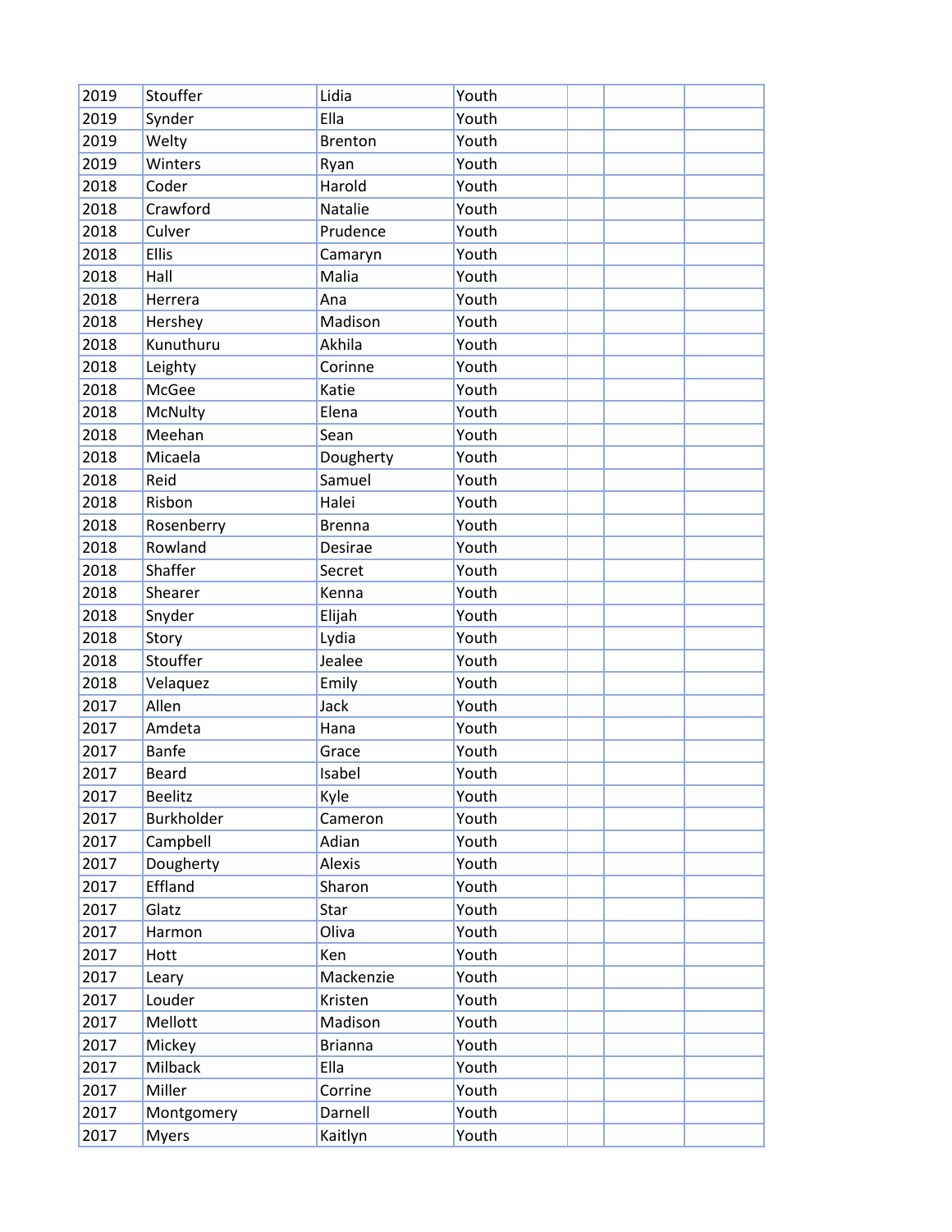| | | | | | | |
|---|---|---|---|---|---|---|
| 2019 | Stouffer | Lidia | Youth | | | |
| 2019 | Synder | Ella | Youth | | | |
| 2019 | Welty | Brenton | Youth | | | |
| 2019 | Winters | Ryan | Youth | | | |
| 2018 | Coder | Harold | Youth | | | |
| 2018 | Crawford | Natalie | Youth | | | |
| 2018 | Culver | Prudence | Youth | | | |
| 2018 | Ellis | Camaryn | Youth | | | |
| 2018 | Hall | Malia | Youth | | | |
| 2018 | Herrera | Ana | Youth | | | |
| 2018 | Hershey | Madison | Youth | | | |
| 2018 | Kunuthuru | Akhila | Youth | | | |
| 2018 | Leighty | Corinne | Youth | | | |
| 2018 | McGee | Katie | Youth | | | |
| 2018 | McNulty | Elena | Youth | | | |
| 2018 | Meehan | Sean | Youth | | | |
| 2018 | Micaela | Dougherty | Youth | | | |
| 2018 | Reid | Samuel | Youth | | | |
| 2018 | Risbon | Halei | Youth | | | |
| 2018 | Rosenberry | Brenna | Youth | | | |
| 2018 | Rowland | Desirae | Youth | | | |
| 2018 | Shaffer | Secret | Youth | | | |
| 2018 | Shearer | Kenna | Youth | | | |
| 2018 | Snyder | Elijah | Youth | | | |
| 2018 | Story | Lydia | Youth | | | |
| 2018 | Stouffer | Jealee | Youth | | | |
| 2018 | Velaquez | Emily | Youth | | | |
| 2017 | Allen | Jack | Youth | | | |
| 2017 | Amdeta | Hana | Youth | | | |
| 2017 | Banfe | Grace | Youth | | | |
| 2017 | Beard | Isabel | Youth | | | |
| 2017 | Beelitz | Kyle | Youth | | | |
| 2017 | Burkholder | Cameron | Youth | | | |
| 2017 | Campbell | Adian | Youth | | | |
| 2017 | Dougherty | Alexis | Youth | | | |
| 2017 | Effland | Sharon | Youth | | | |
| 2017 | Glatz | Star | Youth | | | |
| 2017 | Harmon | Oliva | Youth | | | |
| 2017 | Hott | Ken | Youth | | | |
| 2017 | Leary | Mackenzie | Youth | | | |
| 2017 | Louder | Kristen | Youth | | | |
| 2017 | Mellott | Madison | Youth | | | |
| 2017 | Mickey | Brianna | Youth | | | |
| 2017 | Milback | Ella | Youth | | | |
| 2017 | Miller | Corrine | Youth | | | |
| 2017 | Montgomery | Darnell | Youth | | | |
| 2017 | Myers | Kaitlyn | Youth | | | |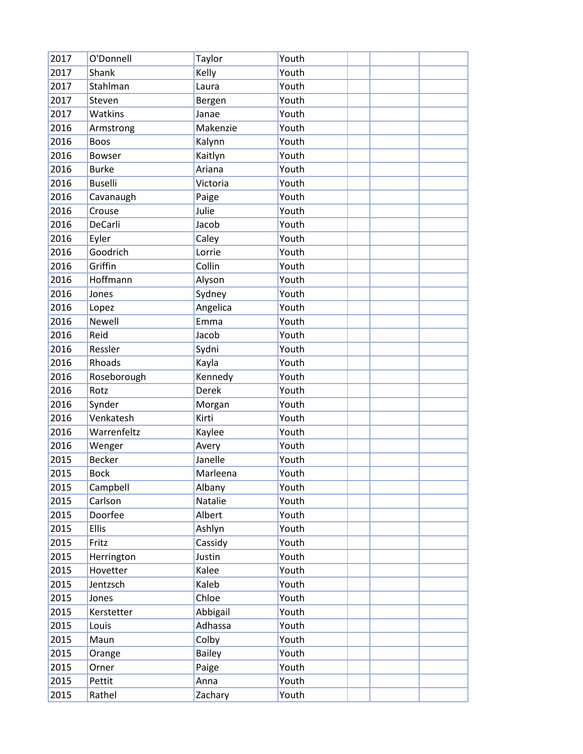| | | | | | | |
|---|---|---|---|---|---|---|
| 2017 | O'Donnell | Taylor | Youth | | | |
| 2017 | Shank | Kelly | Youth | | | |
| 2017 | Stahlman | Laura | Youth | | | |
| 2017 | Steven | Bergen | Youth | | | |
| 2017 | Watkins | Janae | Youth | | | |
| 2016 | Armstrong | Makenzie | Youth | | | |
| 2016 | Boos | Kalynn | Youth | | | |
| 2016 | Bowser | Kaitlyn | Youth | | | |
| 2016 | Burke | Ariana | Youth | | | |
| 2016 | Buselli | Victoria | Youth | | | |
| 2016 | Cavanaugh | Paige | Youth | | | |
| 2016 | Crouse | Julie | Youth | | | |
| 2016 | DeCarli | Jacob | Youth | | | |
| 2016 | Eyler | Caley | Youth | | | |
| 2016 | Goodrich | Lorrie | Youth | | | |
| 2016 | Griffin | Collin | Youth | | | |
| 2016 | Hoffmann | Alyson | Youth | | | |
| 2016 | Jones | Sydney | Youth | | | |
| 2016 | Lopez | Angelica | Youth | | | |
| 2016 | Newell | Emma | Youth | | | |
| 2016 | Reid | Jacob | Youth | | | |
| 2016 | Ressler | Sydni | Youth | | | |
| 2016 | Rhoads | Kayla | Youth | | | |
| 2016 | Roseborough | Kennedy | Youth | | | |
| 2016 | Rotz | Derek | Youth | | | |
| 2016 | Synder | Morgan | Youth | | | |
| 2016 | Venkatesh | Kirti | Youth | | | |
| 2016 | Warrenfeltz | Kaylee | Youth | | | |
| 2016 | Wenger | Avery | Youth | | | |
| 2015 | Becker | Janelle | Youth | | | |
| 2015 | Bock | Marleena | Youth | | | |
| 2015 | Campbell | Albany | Youth | | | |
| 2015 | Carlson | Natalie | Youth | | | |
| 2015 | Doorfee | Albert | Youth | | | |
| 2015 | Ellis | Ashlyn | Youth | | | |
| 2015 | Fritz | Cassidy | Youth | | | |
| 2015 | Herrington | Justin | Youth | | | |
| 2015 | Hovetter | Kalee | Youth | | | |
| 2015 | Jentzsch | Kaleb | Youth | | | |
| 2015 | Jones | Chloe | Youth | | | |
| 2015 | Kerstetter | Abbigail | Youth | | | |
| 2015 | Louis | Adhassa | Youth | | | |
| 2015 | Maun | Colby | Youth | | | |
| 2015 | Orange | Bailey | Youth | | | |
| 2015 | Orner | Paige | Youth | | | |
| 2015 | Pettit | Anna | Youth | | | |
| 2015 | Rathel | Zachary | Youth | | | |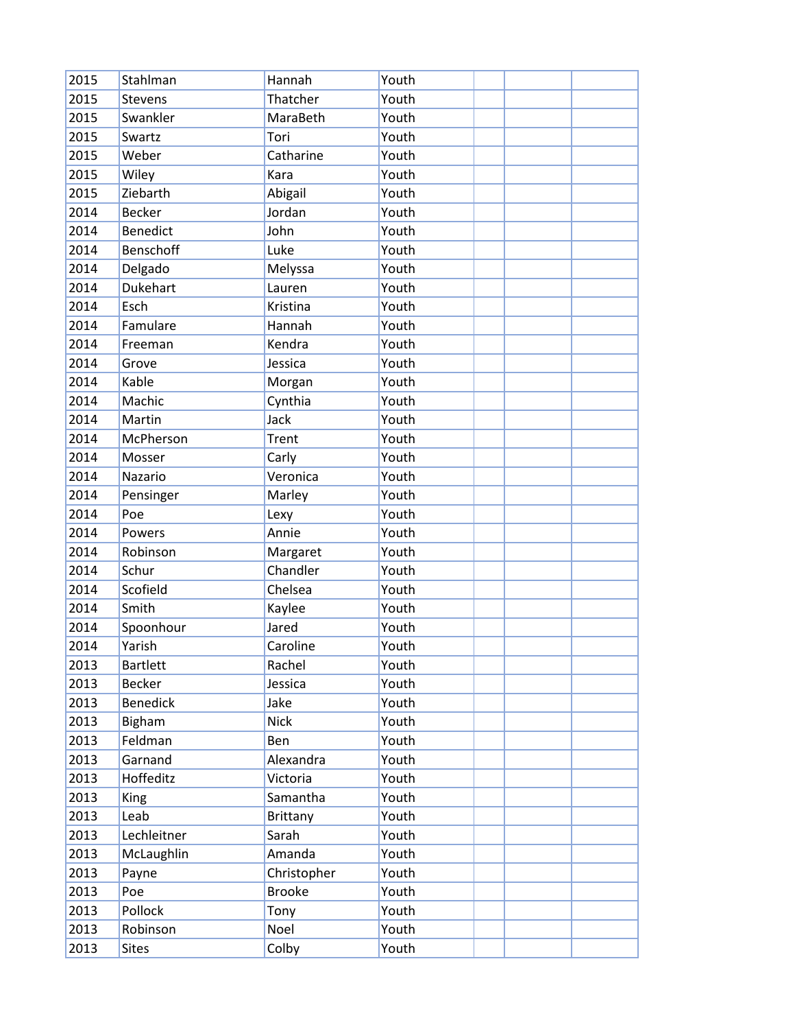| | | | | | | |
|---|---|---|---|---|---|---|
| 2015 | Stahlman | Hannah | Youth | | | |
| 2015 | Stevens | Thatcher | Youth | | | |
| 2015 | Swankler | MaraBeth | Youth | | | |
| 2015 | Swartz | Tori | Youth | | | |
| 2015 | Weber | Catharine | Youth | | | |
| 2015 | Wiley | Kara | Youth | | | |
| 2015 | Ziebarth | Abigail | Youth | | | |
| 2014 | Becker | Jordan | Youth | | | |
| 2014 | Benedict | John | Youth | | | |
| 2014 | Benschoff | Luke | Youth | | | |
| 2014 | Delgado | Melyssa | Youth | | | |
| 2014 | Dukehart | Lauren | Youth | | | |
| 2014 | Esch | Kristina | Youth | | | |
| 2014 | Famulare | Hannah | Youth | | | |
| 2014 | Freeman | Kendra | Youth | | | |
| 2014 | Grove | Jessica | Youth | | | |
| 2014 | Kable | Morgan | Youth | | | |
| 2014 | Machic | Cynthia | Youth | | | |
| 2014 | Martin | Jack | Youth | | | |
| 2014 | McPherson | Trent | Youth | | | |
| 2014 | Mosser | Carly | Youth | | | |
| 2014 | Nazario | Veronica | Youth | | | |
| 2014 | Pensinger | Marley | Youth | | | |
| 2014 | Poe | Lexy | Youth | | | |
| 2014 | Powers | Annie | Youth | | | |
| 2014 | Robinson | Margaret | Youth | | | |
| 2014 | Schur | Chandler | Youth | | | |
| 2014 | Scofield | Chelsea | Youth | | | |
| 2014 | Smith | Kaylee | Youth | | | |
| 2014 | Spoonhour | Jared | Youth | | | |
| 2014 | Yarish | Caroline | Youth | | | |
| 2013 | Bartlett | Rachel | Youth | | | |
| 2013 | Becker | Jessica | Youth | | | |
| 2013 | Benedick | Jake | Youth | | | |
| 2013 | Bigham | Nick | Youth | | | |
| 2013 | Feldman | Ben | Youth | | | |
| 2013 | Garnand | Alexandra | Youth | | | |
| 2013 | Hoffeditz | Victoria | Youth | | | |
| 2013 | King | Samantha | Youth | | | |
| 2013 | Leab | Brittany | Youth | | | |
| 2013 | Lechleitner | Sarah | Youth | | | |
| 2013 | McLaughlin | Amanda | Youth | | | |
| 2013 | Payne | Christopher | Youth | | | |
| 2013 | Poe | Brooke | Youth | | | |
| 2013 | Pollock | Tony | Youth | | | |
| 2013 | Robinson | Noel | Youth | | | |
| 2013 | Sites | Colby | Youth | | | |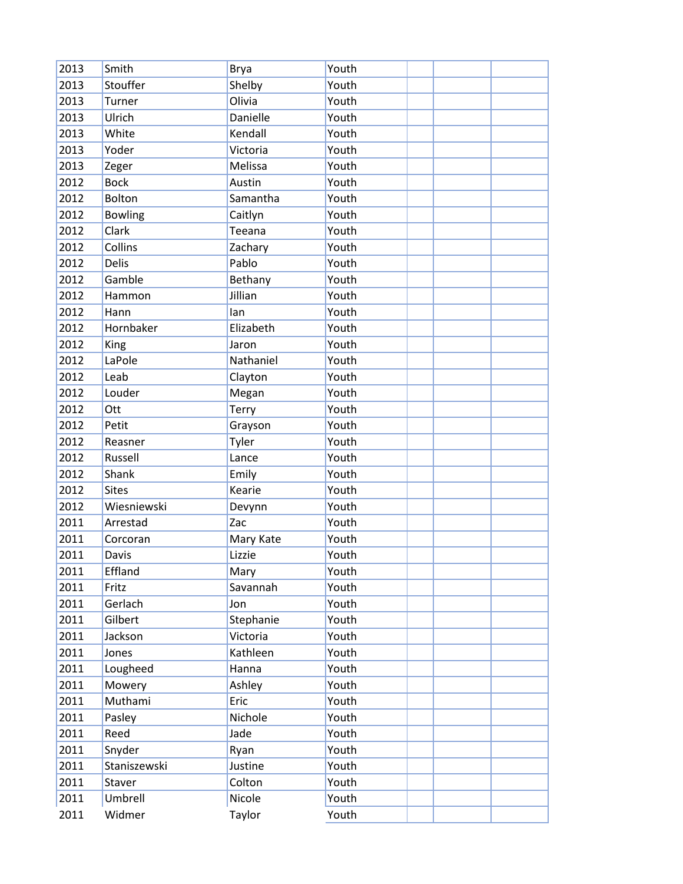| | | | | | | |
|---|---|---|---|---|---|---|
| 2013 | Smith | Brya | Youth | | | |
| 2013 | Stouffer | Shelby | Youth | | | |
| 2013 | Turner | Olivia | Youth | | | |
| 2013 | Ulrich | Danielle | Youth | | | |
| 2013 | White | Kendall | Youth | | | |
| 2013 | Yoder | Victoria | Youth | | | |
| 2013 | Zeger | Melissa | Youth | | | |
| 2012 | Bock | Austin | Youth | | | |
| 2012 | Bolton | Samantha | Youth | | | |
| 2012 | Bowling | Caitlyn | Youth | | | |
| 2012 | Clark | Teeana | Youth | | | |
| 2012 | Collins | Zachary | Youth | | | |
| 2012 | Delis | Pablo | Youth | | | |
| 2012 | Gamble | Bethany | Youth | | | |
| 2012 | Hammon | Jillian | Youth | | | |
| 2012 | Hann | Ian | Youth | | | |
| 2012 | Hornbaker | Elizabeth | Youth | | | |
| 2012 | King | Jaron | Youth | | | |
| 2012 | LaPole | Nathaniel | Youth | | | |
| 2012 | Leab | Clayton | Youth | | | |
| 2012 | Louder | Megan | Youth | | | |
| 2012 | Ott | Terry | Youth | | | |
| 2012 | Petit | Grayson | Youth | | | |
| 2012 | Reasner | Tyler | Youth | | | |
| 2012 | Russell | Lance | Youth | | | |
| 2012 | Shank | Emily | Youth | | | |
| 2012 | Sites | Kearie | Youth | | | |
| 2012 | Wiesniewski | Devynn | Youth | | | |
| 2011 | Arrestad | Zac | Youth | | | |
| 2011 | Corcoran | Mary Kate | Youth | | | |
| 2011 | Davis | Lizzie | Youth | | | |
| 2011 | Effland | Mary | Youth | | | |
| 2011 | Fritz | Savannah | Youth | | | |
| 2011 | Gerlach | Jon | Youth | | | |
| 2011 | Gilbert | Stephanie | Youth | | | |
| 2011 | Jackson | Victoria | Youth | | | |
| 2011 | Jones | Kathleen | Youth | | | |
| 2011 | Lougheed | Hanna | Youth | | | |
| 2011 | Mowery | Ashley | Youth | | | |
| 2011 | Muthami | Eric | Youth | | | |
| 2011 | Pasley | Nichole | Youth | | | |
| 2011 | Reed | Jade | Youth | | | |
| 2011 | Snyder | Ryan | Youth | | | |
| 2011 | Staniszewski | Justine | Youth | | | |
| 2011 | Staver | Colton | Youth | | | |
| 2011 | Umbrell | Nicole | Youth | | | |
| 2011 | Widmer | Taylor | Youth | | | |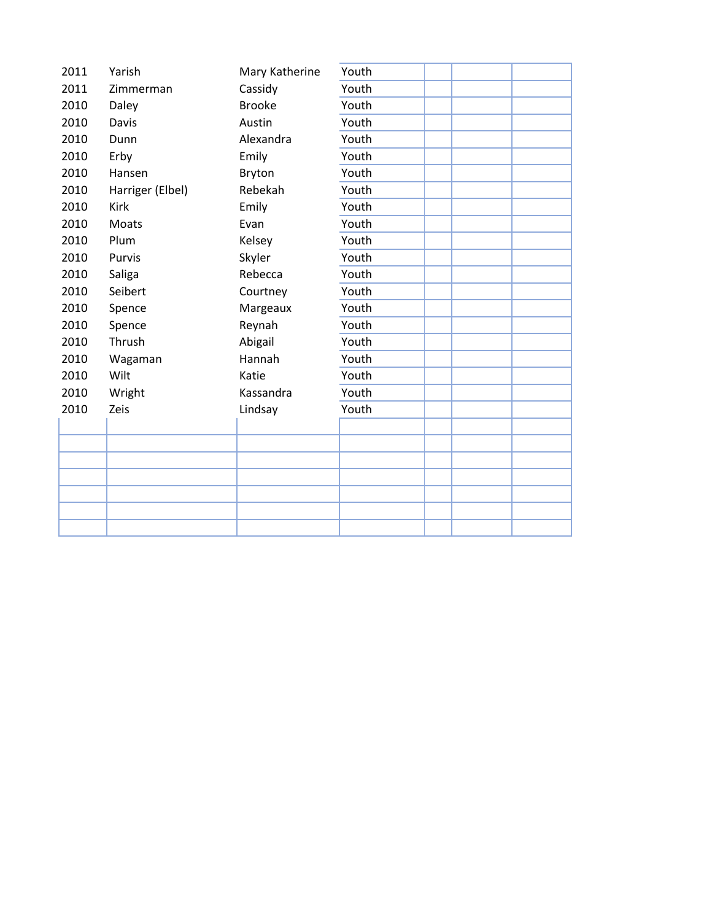| | | | | | | |
|---|---|---|---|---|---|---|
| 2011 | Yarish | Mary Katherine | Youth | | | |
| 2011 | Zimmerman | Cassidy | Youth | | | |
| 2010 | Daley | Brooke | Youth | | | |
| 2010 | Davis | Austin | Youth | | | |
| 2010 | Dunn | Alexandra | Youth | | | |
| 2010 | Erby | Emily | Youth | | | |
| 2010 | Hansen | Bryton | Youth | | | |
| 2010 | Harriger (Elbel) | Rebekah | Youth | | | |
| 2010 | Kirk | Emily | Youth | | | |
| 2010 | Moats | Evan | Youth | | | |
| 2010 | Plum | Kelsey | Youth | | | |
| 2010 | Purvis | Skyler | Youth | | | |
| 2010 | Saliga | Rebecca | Youth | | | |
| 2010 | Seibert | Courtney | Youth | | | |
| 2010 | Spence | Margeaux | Youth | | | |
| 2010 | Spence | Reynah | Youth | | | |
| 2010 | Thrush | Abigail | Youth | | | |
| 2010 | Wagaman | Hannah | Youth | | | |
| 2010 | Wilt | Katie | Youth | | | |
| 2010 | Wright | Kassandra | Youth | | | |
| 2010 | Zeis | Lindsay | Youth | | | |
| | | | | | | |
| | | | | | | |
| | | | | | | |
| | | | | | | |
| | | | | | | |
| | | | | | | |
| | | | | | | |